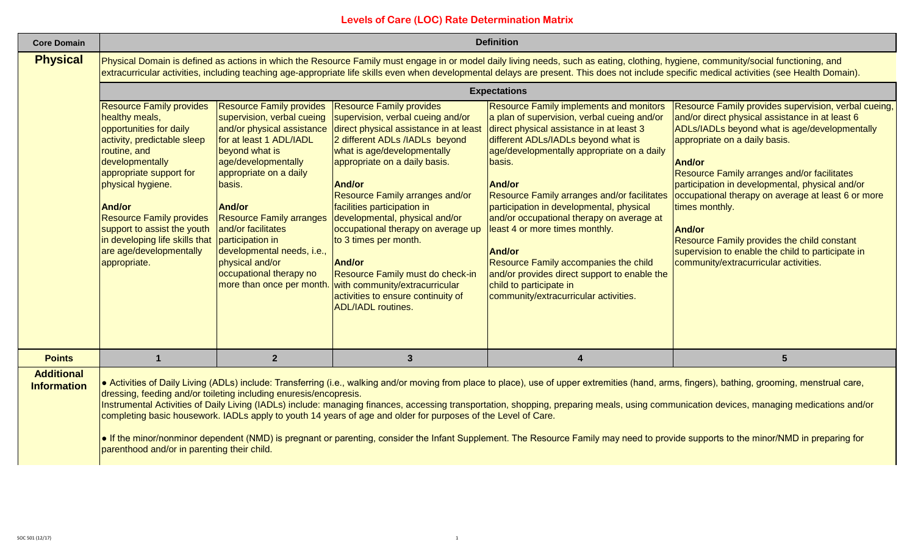# Levels of Care (LOC) Rate Determination Matrix

| Core Domain | Definition | | | | |
|---|---|---|---|---|---|
| **Physical** | Physical Domain is defined as actions in which the Resource Family must engage in or model daily living needs, such as eating, clothing, hygiene, community/social functioning, and extracurricular activities, including teaching age-appropriate life skills even when developmental delays are present. This does not include specific medical activities (see Health Domain). | | | | |
| | **Expectations** | | | | |
| | Resource Family provides healthy meals, opportunities for daily activity, predictable sleep routine, and developmentally appropriate support for physical hygiene.<br><br>**And/or**<br>Resource Family provides support to assist the youth in developing life skills that are age/developmentally appropriate. | Resource Family provides supervision, verbal cueing and/or physical assistance for at least 1 ADL/IADL beyond what is age/developmentally appropriate on a daily basis.<br><br>**And/or**<br>Resource Family arranges and/or facilitates participation in developmental needs, i.e., physical and/or occupational therapy no more than once per month. | Resource Family provides supervision, verbal cueing and/or direct physical assistance in at least 2 different ADLs /IADLs beyond what is age/developmentally appropriate on a daily basis.<br><br>**And/or**<br>Resource Family arranges and/or facilitates participation in developmental, physical and/or occupational therapy on average up to 3 times per month.<br><br>**And/or**<br>Resource Family must do check-in with community/extracurricular activities to ensure continuity of ADL/IADL routines. | Resource Family implements and monitors a plan of supervision, verbal cueing and/or direct physical assistance in at least 3 different ADLs/IADLs beyond what is age/developmentally appropriate on a daily basis.<br><br>**And/or**<br>Resource Family arranges and/or facilitates participation in developmental, physical and/or occupational therapy on average at least 4 or more times monthly.<br><br>**And/or**<br>Resource Family accompanies the child and/or provides direct support to enable the child to participate in community/extracurricular activities. | Resource Family provides supervision, verbal cueing, and/or direct physical assistance in at least 6 ADLs/IADLs beyond what is age/developmentally appropriate on a daily basis.<br><br>**And/or**<br>Resource Family arranges and/or facilitates participation in developmental, physical and/or occupational therapy on average at least 6 or more times monthly.<br><br>**And/or**<br>Resource Family provides the child constant supervision to enable the child to participate in community/extracurricular activities. |
| **Points** | **1** | **2** | **3** | **4** | **5** |
| **Additional Information** | • Activities of Daily Living (ADLs) include: Transferring (i.e., walking and/or moving from place to place), use of upper extremities (hand, arms, fingers), bathing, grooming, menstrual care, dressing, feeding and/or toileting including enuresis/encopresis.<br>Instrumental Activities of Daily Living (IADLs) include: managing finances, accessing transportation, shopping, preparing meals, using communication devices, managing medications and/or completing basic housework. IADLs apply to youth 14 years of age and older for purposes of the Level of Care.<br><br>• If the minor/nonminor dependent (NMD) is pregnant or parenting, consider the Infant Supplement. The Resource Family may need to provide supports to the minor/NMD in preparing for parenthood and/or in parenting their child. | | | | |

SOC 501 (12/17)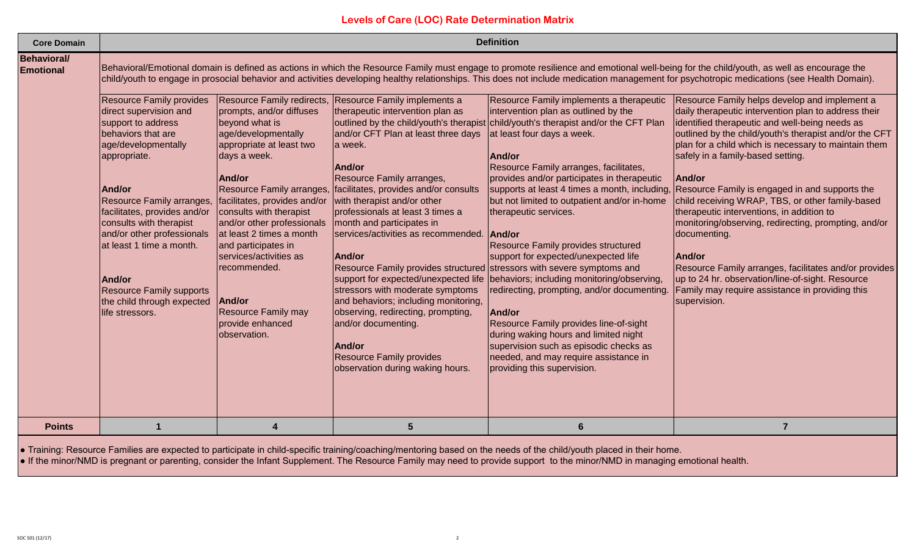# Levels of Care (LOC) Rate Determination Matrix

| Core Domain | Definition | | | | |
|---|---|---|---|---|---|
| **Behavioral/ Emotional** | Behavioral/Emotional domain is defined as actions in which the Resource Family must engage to promote resilience and emotional well-being for the child/youth, as well as encourage the child/youth to engage in prosocial behavior and activities developing healthy relationships. This does not include medication management for psychotropic medications (see Health Domain). | | | | |
| | Resource Family provides direct supervision and support to address behaviors that are age/developmentally appropriate. **And/or** Resource Family arranges, facilitates, provides and/or consults with therapist and/or other professionals at least 1 time a month. **And/or** Resource Family supports the child through expected life stressors. | Resource Family redirects, prompts, and/or diffuses beyond what is age/developmentally appropriate at least two days a week. **And/or** Resource Family arranges, facilitates, provides and/or consults with therapist and/or other professionals at least 2 times a month and participates in services/activities as recommended. **And/or** Resource Family may provide enhanced observation. | Resource Family implements a therapeutic intervention plan as outlined by the child/youth's therapist and/or CFT Plan at least three days a week. **And/or** Resource Family arranges, facilitates, provides and/or consults with therapist and/or other professionals at least 3 times a month and participates in services/activities as recommended. **And/or** Resource Family provides structured support for expected/unexpected life stressors with moderate symptoms and behaviors; including monitoring, observing, redirecting, prompting, and/or documenting. **And/or** Resource Family provides observation during waking hours. | Resource Family implements a therapeutic intervention plan as outlined by the child/youth's therapist and/or the CFT Plan at least four days a week. **And/or** Resource Family arranges, facilitates, provides and/or participates in therapeutic supports at least 4 times a month, including, but not limited to outpatient and/or in-home therapeutic services. **And/or** Resource Family provides structured support for expected/unexpected life stressors with severe symptoms and behaviors; including monitoring/observing, redirecting, prompting, and/or documenting. **And/or** Resource Family provides line-of-sight during waking hours and limited night supervision such as episodic checks as needed, and may require assistance in providing this supervision. | Resource Family helps develop and implement a daily therapeutic intervention plan to address their identified therapeutic and well-being needs as outlined by the child/youth's therapist and/or the CFT plan for a child which is necessary to maintain them safely in a family-based setting. **And/or** Resource Family is engaged in and supports the child receiving WRAP, TBS, or other family-based therapeutic interventions, in addition to monitoring/observing, redirecting, prompting, and/or documenting. **And/or** Resource Family arranges, facilitates and/or provides up to 24 hr. observation/line-of-sight. Resource Family may require assistance in providing this supervision. |
| **Points** | **1** | **4** | **5** | **6** | **7** |

- Training: Resource Families are expected to participate in child-specific training/coaching/mentoring based on the needs of the child/youth placed in their home.
- If the minor/NMD is pregnant or parenting, consider the Infant Supplement. The Resource Family may need to provide support to the minor/NMD in managing emotional health.

SOC 501 (12/17)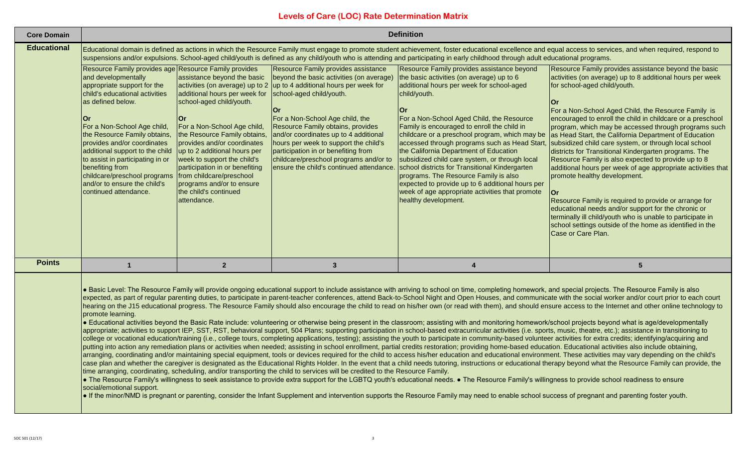# Levels of Care (LOC) Rate Determination Matrix

| Core Domain | Definition | | | | |
|---|---|---|---|---|---|
| **Educational** | Educational domain is defined as actions in which the Resource Family must engage to promote student achievement, foster educational excellence and equal access to services, and when required, respond to suspensions and/or expulsions. School-aged child/youth is defined as any child/youth who is attending and participating in early childhood through adult educational programs. | | | | |
| | Resource Family provides age and developmentally appropriate support for the child's educational activities as defined below.<br><br>**Or**<br>For a Non-School Age child, the Resource Family obtains, provides and/or coordinates additional support to the child to assist in participating in or benefiting from childcare/preschool programs and/or to ensure the child's continued attendance. | Resource Family provides assistance beyond the basic activities (on average) up to 2 additional hours per week for school-aged child/youth.<br><br>**Or**<br>For a Non-School Age child, the Resource Family obtains, provides and/or coordinates up to 2 additional hours per week to support the child's participation in or benefiting from childcare/preschool programs and/or to ensure the child's continued attendance. | Resource Family provides assistance beyond the basic activities (on average) up to 4 additional hours per week for school-aged child/youth.<br><br>**Or**<br>For a Non-School Age child, the Resource Family obtains, provides and/or coordinates up to 4 additional hours per week to support the child's participation in or benefiting from childcare/preschool programs and/or to ensure the child's continued attendance. | Resource Family provides assistance beyond the basic activities (on average) up to 6 additional hours per week for school-aged child/youth.<br><br>**Or**<br>For a Non-School Aged Child, the Resource Family is encouraged to enroll the child in childcare or a preschool program, which may be accessed through programs such as Head Start, the California Department of Education subsidized child care system, or through local school districts for Transitional Kindergarten programs. The Resource Family is also expected to provide up to 6 additional hours per week of age appropriate activities that promote healthy development. | Resource Family provides assistance beyond the basic activities (on average) up to 8 additional hours per week for school-aged child/youth.<br><br>**Or**<br>For a Non-School Aged Child, the Resource Family is encouraged to enroll the child in childcare or a preschool program, which may be accessed through programs such as Head Start, the California Department of Education subsidized child care system, or through local school districts for Transitional Kindergarten programs. The Resource Family is also expected to provide up to 8 additional hours per week of age appropriate activities that promote healthy development.<br><br>**Or**<br>Resource Family is required to provide or arrange for educational needs and/or support for the chronic or terminally ill child/youth who is unable to participate in school settings outside of the home as identified in the Case or Care Plan. |
| **Points** | **1** | **2** | **3** | **4** | **5** |

- Basic Level: The Resource Family will provide ongoing educational support to include assistance with arriving to school on time, completing homework, and special projects. The Resource Family is also expected, as part of regular parenting duties, to participate in parent-teacher conferences, attend Back-to-School Night and Open Houses, and communicate with the social worker and/or court prior to each court hearing on the J15 educational progress. The Resource Family should also encourage the child to read on his/her own (or read with them), and should ensure access to the Internet and other online technology to promote learning.
- Educational activities beyond the Basic Rate include: volunteering or otherwise being present in the classroom; assisting with and monitoring homework/school projects beyond what is age/developmentally appropriate; activities to support IEP, SST, RST, behavioral support, 504 Plans; supporting participation in school-based extracurricular activities (i.e. sports, music, theatre, etc.); assistance in transitioning to college or vocational education/training (i.e., college tours, completing applications, testing); assisting the youth to participate in community-based volunteer activities for extra credits; identifying/acquiring and putting into action any remediation plans or activities when needed; assisting in school enrollment, partial credits restoration; providing home-based education. Educational activities also include obtaining, arranging, coordinating and/or maintaining special equipment, tools or devices required for the child to access his/her education and educational environment. These activities may vary depending on the child's case plan and whether the caregiver is designated as the Educational Rights Holder. In the event that a child needs tutoring, instructions or educational therapy beyond what the Resource Family can provide, the time arranging, coordinating, scheduling, and/or transporting the child to services will be credited to the Resource Family.
- The Resource Family's willingness to seek assistance to provide extra support for the LGBTQ youth's educational needs. • The Resource Family's willingness to provide school readiness to ensure social/emotional support.
- If the minor/NMD is pregnant or parenting, consider the Infant Supplement and intervention supports the Resource Family may need to enable school success of pregnant and parenting foster youth.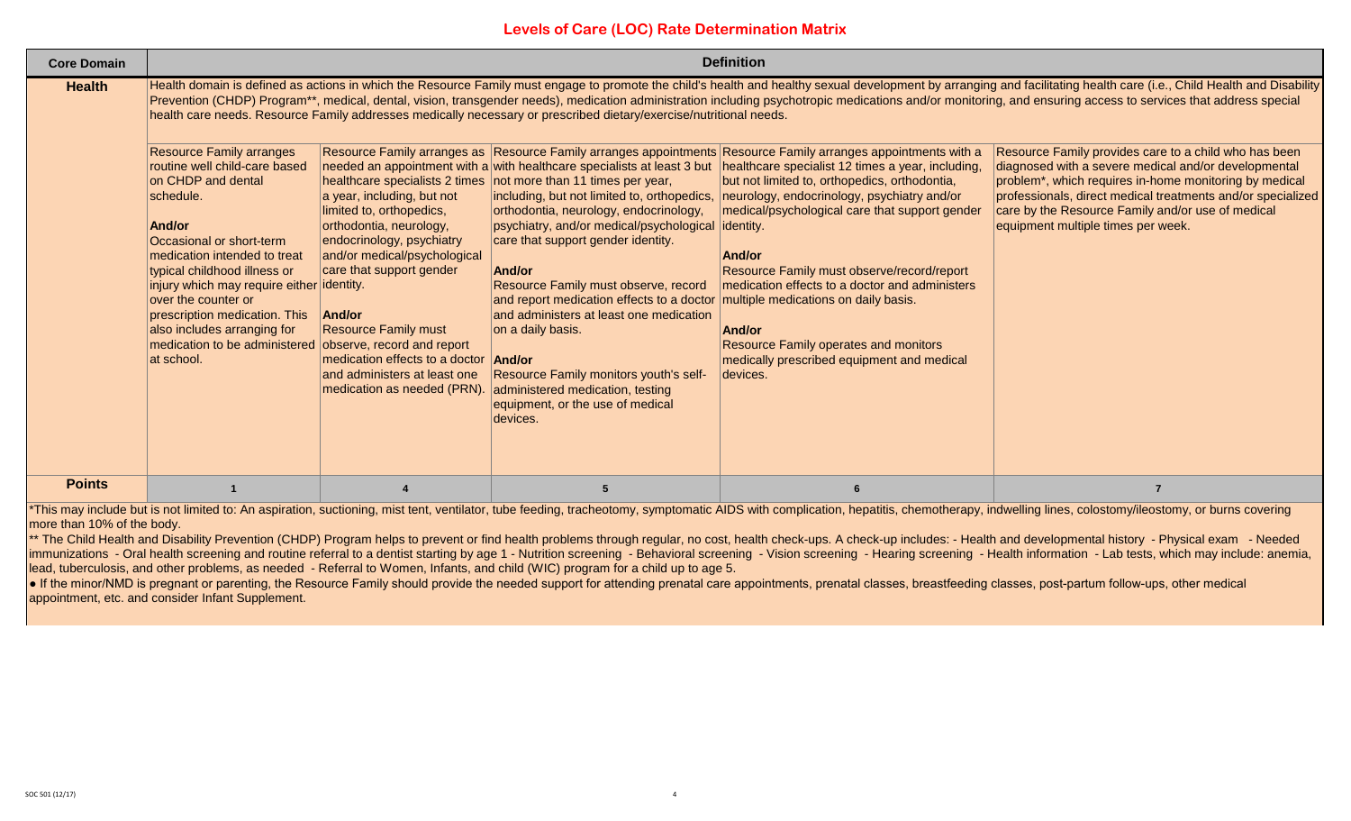# Levels of Care (LOC) Rate Determination Matrix

| Core Domain | Definition | | | | |
|---|---|---|---|---|---|
| **Health** | Health domain is defined as actions in which the Resource Family must engage to promote the child's health and healthy sexual development by arranging and facilitating health care (i.e., Child Health and Disability Prevention (CHDP) Program**, medical, dental, vision, transgender needs), medication administration including psychotropic medications and/or monitoring, and ensuring access to services that address special health care needs. Resource Family addresses medically necessary or prescribed dietary/exercise/nutritional needs. | | | | |
| | Resource Family arranges routine well child-care based on CHDP and dental schedule.<br><br>**And/or**<br>Occasional or short-term medication intended to treat typical childhood illness or injury which may require either over the counter or prescription medication. This also includes arranging for medication to be administered at school. | Resource Family arranges as needed an appointment with a healthcare specialists 2 times a year, including, but not limited to, orthopedics, orthodontia, neurology, endocrinology, psychiatry and/or medical/psychological care that support gender identity.<br><br>**And/or**<br>Resource Family must observe, record and report medication effects to a doctor and administers at least one medication as needed (PRN). | Resource Family arranges appointments with healthcare specialists at least 3 but not more than 11 times per year, including, but not limited to, orthopedics, orthodontia, neurology, endocrinology, psychiatry, and/or medical/psychological care that support gender identity.<br><br>**And/or**<br>Resource Family must observe, record and report medication effects to a doctor and administers at least one medication on a daily basis.<br><br>**And/or**<br>Resource Family monitors youth's self-administered medication, testing equipment, or the use of medical devices. | Resource Family arranges appointments with a healthcare specialist 12 times a year, including, but not limited to, orthopedics, orthodontia, neurology, endocrinology, psychiatry and/or medical/psychological care that support gender identity.<br><br>**And/or**<br>Resource Family must observe/record/report medication effects to a doctor and administers multiple medications on daily basis.<br><br>**And/or**<br>Resource Family operates and monitors medically prescribed equipment and medical devices. | Resource Family provides care to a child who has been diagnosed with a severe medical and/or developmental problem*, which requires in-home monitoring by medical professionals, direct medical treatments and/or specialized care by the Resource Family and/or use of medical equipment multiple times per week. |
| **Points** | 1 | 4 | 5 | 6 | 7 |

*This may include but is not limited to: An aspiration, suctioning, mist tent, ventilator, tube feeding, tracheotomy, symptomatic AIDS with complication, hepatitis, chemotherapy, indwelling lines, colostomy/ileostomy, or burns covering more than 10% of the body.

** The Child Health and Disability Prevention (CHDP) Program helps to prevent or find health problems through regular, no cost, health check-ups. A check-up includes: - Health and developmental history - Physical exam - Needed immunizations - Oral health screening and routine referral to a dentist starting by age 1 - Nutrition screening - Behavioral screening - Vision screening - Hearing screening - Health information - Lab tests, which may include: anemia, lead, tuberculosis, and other problems, as needed - Referral to Women, Infants, and child (WIC) program for a child up to age 5.

• If the minor/NMD is pregnant or parenting, the Resource Family should provide the needed support for attending prenatal care appointments, prenatal classes, breastfeeding classes, post-partum follow-ups, other medical appointment, etc. and consider Infant Supplement.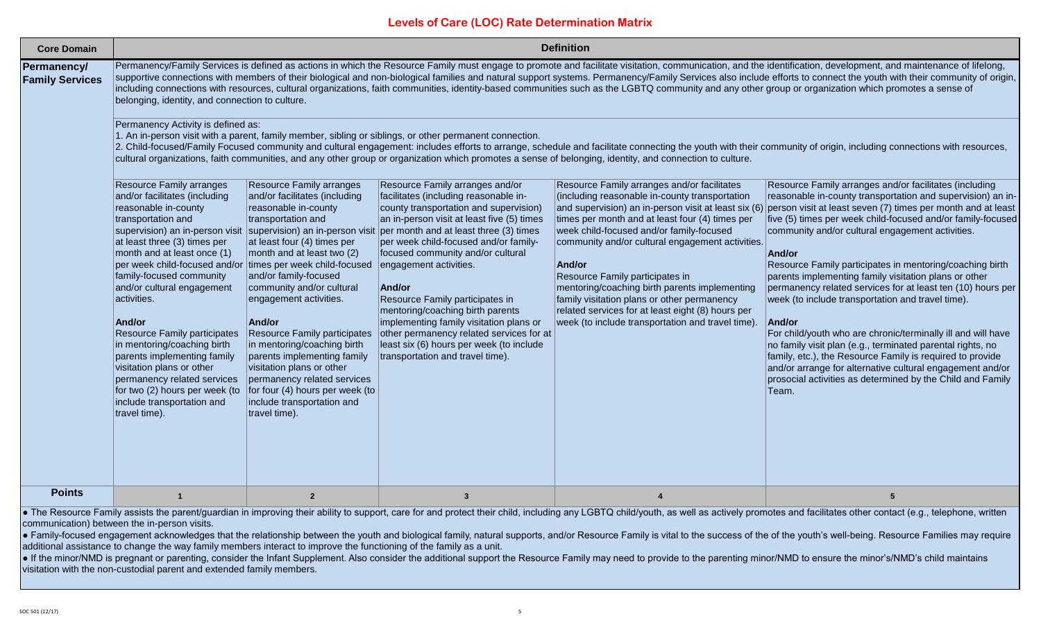# Levels of Care (LOC) Rate Determination Matrix

| Core Domain | Definition | | | | |
|---|---|---|---|---|---|
| **Permanency/ Family Services** | Permanency/Family Services is defined as actions in which the Resource Family must engage to promote and facilitate visitation, communication, and the identification, development, and maintenance of lifelong, supportive connections with members of their biological and non-biological families and natural support systems. Permanency/Family Services also include efforts to connect the youth with their community of origin, including connections with resources, cultural organizations, faith communities, identity-based communities such as the LGBTQ community and any other group or organization which promotes a sense of belonging, identity, and connection to culture.<br><br>Permanency Activity is defined as:<br>1. An in-person visit with a parent, family member, sibling or siblings, or other permanent connection.<br>2. Child-focused/Family Focused community and cultural engagement: includes efforts to arrange, schedule and facilitate connecting the youth with their community of origin, including connections with resources, cultural organizations, faith communities, and any other group or organization which promotes a sense of belonging, identity, and connection to culture. | | | | |
| | Resource Family arranges and/or facilitates (including reasonable in-county transportation and supervision) an in-person visit at least three (3) times per month and at least once (1) per week child-focused and/or family-focused community and/or cultural engagement activities.<br><br>**And/or**<br>Resource Family participates in mentoring/coaching birth parents implementing family visitation plans or other permanency related services for two (2) hours per week (to include transportation and travel time). | Resource Family arranges and/or facilitates (including reasonable in-county transportation and supervision) an in-person visit at least four (4) times per month and at least two (2) times per week child-focused and/or family-focused community and/or cultural engagement activities.<br><br>**And/or**<br>Resource Family participates in mentoring/coaching birth parents implementing family visitation plans or other permanency related services for four (4) hours per week (to include transportation and travel time). | Resource Family arranges and/or facilitates (including reasonable in-county transportation and supervision) an in-person visit at least five (5) times per month and at least three (3) times per week child-focused and/or family-focused community and/or cultural engagement activities.<br><br>**And/or**<br>Resource Family participates in mentoring/coaching birth parents implementing family visitation plans or other permanency related services for at least six (6) hours per week (to include transportation and travel time). | Resource Family arranges and/or facilitates (including reasonable in-county transportation and supervision) an in-person visit at least six (6) times per month and at least four (4) times per week child-focused and/or family-focused community and/or cultural engagement activities.<br><br>**And/or**<br>Resource Family participates in mentoring/coaching birth parents implementing family visitation plans or other permanency related services for at least eight (8) hours per week (to include transportation and travel time). | Resource Family arranges and/or facilitates (including reasonable in-county transportation and supervision) an in-person visit at least seven (7) times per month and at least five (5) times per week child-focused and/or family-focused community and/or cultural engagement activities.<br><br>**And/or**<br>Resource Family participates in mentoring/coaching birth parents implementing family visitation plans or other permanency related services for at least ten (10) hours per week (to include transportation and travel time).<br><br>**And/or**<br>For child/youth who are chronic/terminally ill and will have no family visit plan (e.g., terminated parental rights, no family, etc.), the Resource Family is required to provide and/or arrange for alternative cultural engagement and/or prosocial activities as determined by the Child and Family Team. |
| **Points** | 1 | 2 | 3 | 4 | 5 |

- The Resource Family assists the parent/guardian in improving their ability to support, care for and protect their child, including any LGBTQ child/youth, as well as actively promotes and facilitates other contact (e.g., telephone, written communication) between the in-person visits.
- Family-focused engagement acknowledges that the relationship between the youth and biological family, natural supports, and/or Resource Family is vital to the success of the of the youth's well-being. Resource Families may require additional assistance to change the way family members interact to improve the functioning of the family as a unit.
- If the minor/NMD is pregnant or parenting, consider the Infant Supplement. Also consider the additional support the Resource Family may need to provide to the parenting minor/NMD to ensure the minor's/NMD's child maintains visitation with the non-custodial parent and extended family members.

SOC 501 (12/17)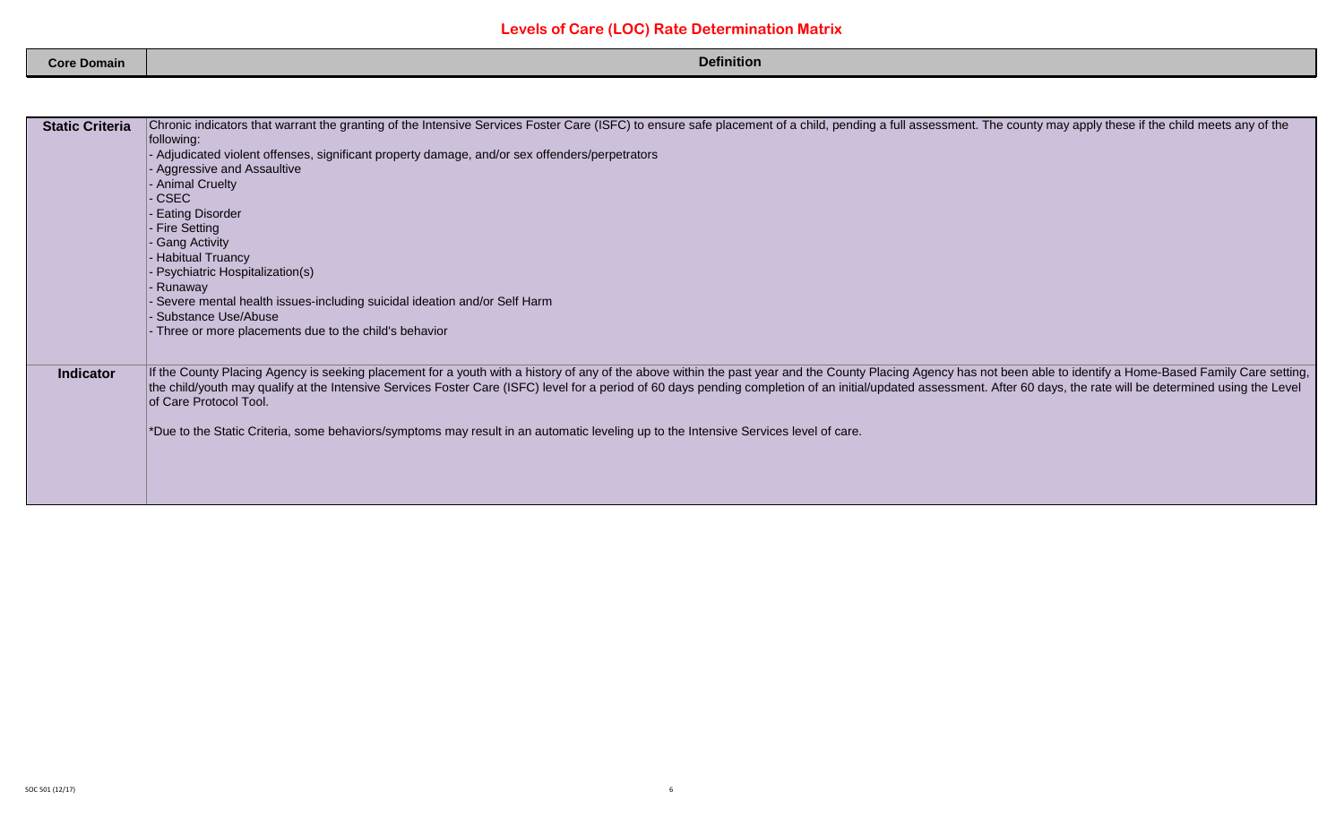# Levels of Care (LOC) Rate Determination Matrix

| Core Domain | Definition |
|---|---|
| **Static Criteria** | Chronic indicators that warrant the granting of the Intensive Services Foster Care (ISFC) to ensure safe placement of a child, pending a full assessment. The county may apply these if the child meets any of the following:<br>- Adjudicated violent offenses, significant property damage, and/or sex offenders/perpetrators<br>- Aggressive and Assaultive<br>- Animal Cruelty<br>- CSEC<br>- Eating Disorder<br>- Fire Setting<br>- Gang Activity<br>- Habitual Truancy<br>- Psychiatric Hospitalization(s)<br>- Runaway<br>- Severe mental health issues-including suicidal ideation and/or Self Harm<br>- Substance Use/Abuse<br>- Three or more placements due to the child's behavior |
| **Indicator** | If the County Placing Agency is seeking placement for a youth with a history of any of the above within the past year and the County Placing Agency has not been able to identify a Home-Based Family Care setting, the child/youth may qualify at the Intensive Services Foster Care (ISFC) level for a period of 60 days pending completion of an initial/updated assessment. After 60 days, the rate will be determined using the Level of Care Protocol Tool.<br><br>*Due to the Static Criteria, some behaviors/symptoms may result in an automatic leveling up to the Intensive Services level of care. |

SOC 501 (12/17)